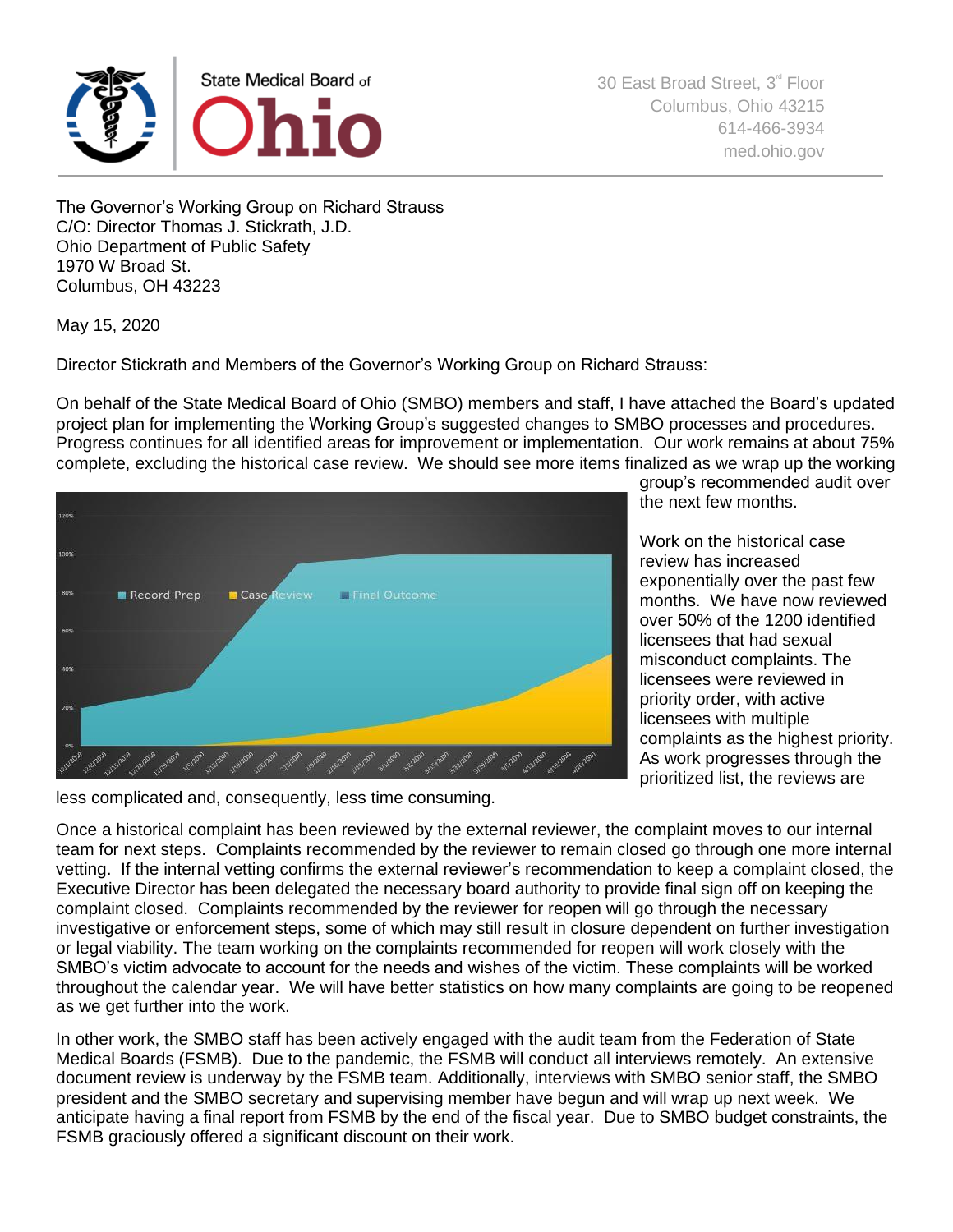State Medical Board of Ohio

30 East Broad Street, 3rd Floor
Columbus, Ohio 43215
614-466-3934
med.ohio.gov

The Governor's Working Group on Richard Strauss
C/O: Director Thomas J. Stickrath, J.D.
Ohio Department of Public Safety
1970 W Broad St.
Columbus, OH 43223

May 15, 2020

Director Stickrath and Members of the Governor's Working Group on Richard Strauss:

On behalf of the State Medical Board of Ohio (SMBO) members and staff, I have attached the Board's updated project plan for implementing the Working Group's suggested changes to SMBO processes and procedures. Progress continues for all identified areas for improvement or implementation. Our work remains at about 75% complete, excluding the historical case review. We should see more items finalized as we wrap up the working group's recommended audit over the next few months.

Work on the historical case review has increased exponentially over the past few months. We have now reviewed over 50% of the 1200 identified licensees that had sexual misconduct complaints. The licensees were reviewed in priority order, with active licensees with multiple complaints as the highest priority. As work progresses through the prioritized list, the reviews are less complicated and, consequently, less time consuming.

Once a historical complaint has been reviewed by the external reviewer, the complaint moves to our internal team for next steps. Complaints recommended by the reviewer to remain closed go through one more internal vetting. If the internal vetting confirms the external reviewer's recommendation to keep a complaint closed, the Executive Director has been delegated the necessary board authority to provide final sign off on keeping the complaint closed. Complaints recommended by the reviewer for reopen will go through the necessary investigative or enforcement steps, some of which may still result in closure dependent on further investigation or legal viability. The team working on the complaints recommended for reopen will work closely with the SMBO's victim advocate to account for the needs and wishes of the victim. These complaints will be worked throughout the calendar year. We will have better statistics on how many complaints are going to be reopened as we get further into the work.

In other work, the SMBO staff has been actively engaged with the audit team from the Federation of State Medical Boards (FSMB). Due to the pandemic, the FSMB will conduct all interviews remotely. An extensive document review is underway by the FSMB team. Additionally, interviews with SMBO senior staff, the SMBO president and the SMBO secretary and supervising member have begun and will wrap up next week. We anticipate having a final report from FSMB by the end of the fiscal year. Due to SMBO budget constraints, the FSMB graciously offered a significant discount on their work.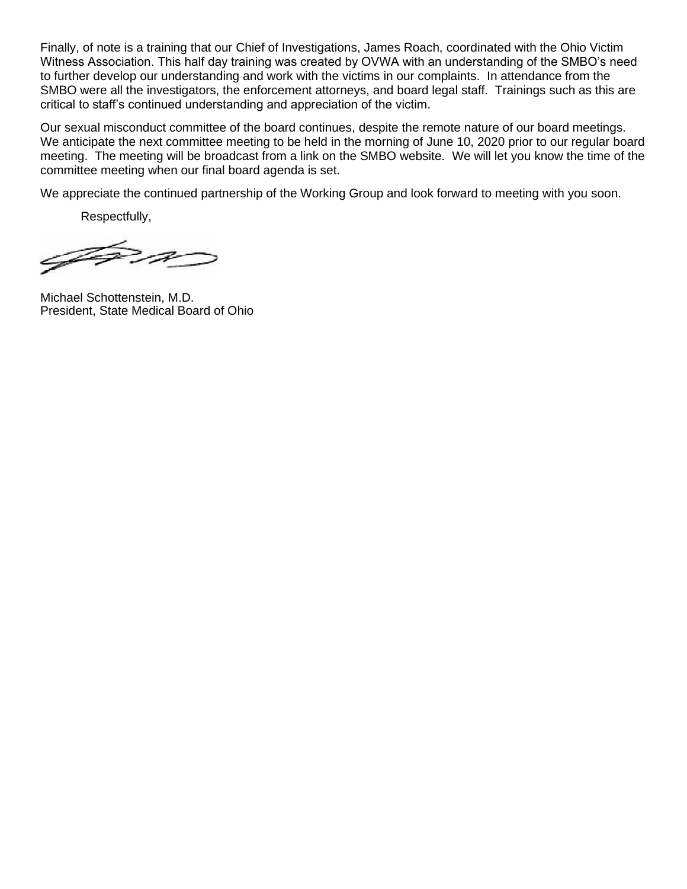Finally, of note is a training that our Chief of Investigations, James Roach, coordinated with the Ohio Victim Witness Association. This half day training was created by OVWA with an understanding of the SMBO's need to further develop our understanding and work with the victims in our complaints. In attendance from the SMBO were all the investigators, the enforcement attorneys, and board legal staff. Trainings such as this are critical to staff's continued understanding and appreciation of the victim.

Our sexual misconduct committee of the board continues, despite the remote nature of our board meetings. We anticipate the next committee meeting to be held in the morning of June 10, 2020 prior to our regular board meeting. The meeting will be broadcast from a link on the SMBO website. We will let you know the time of the committee meeting when our final board agenda is set.

We appreciate the continued partnership of the Working Group and look forward to meeting with you soon.

Respectfully,

Michael Schottenstein, M.D.
President, State Medical Board of Ohio